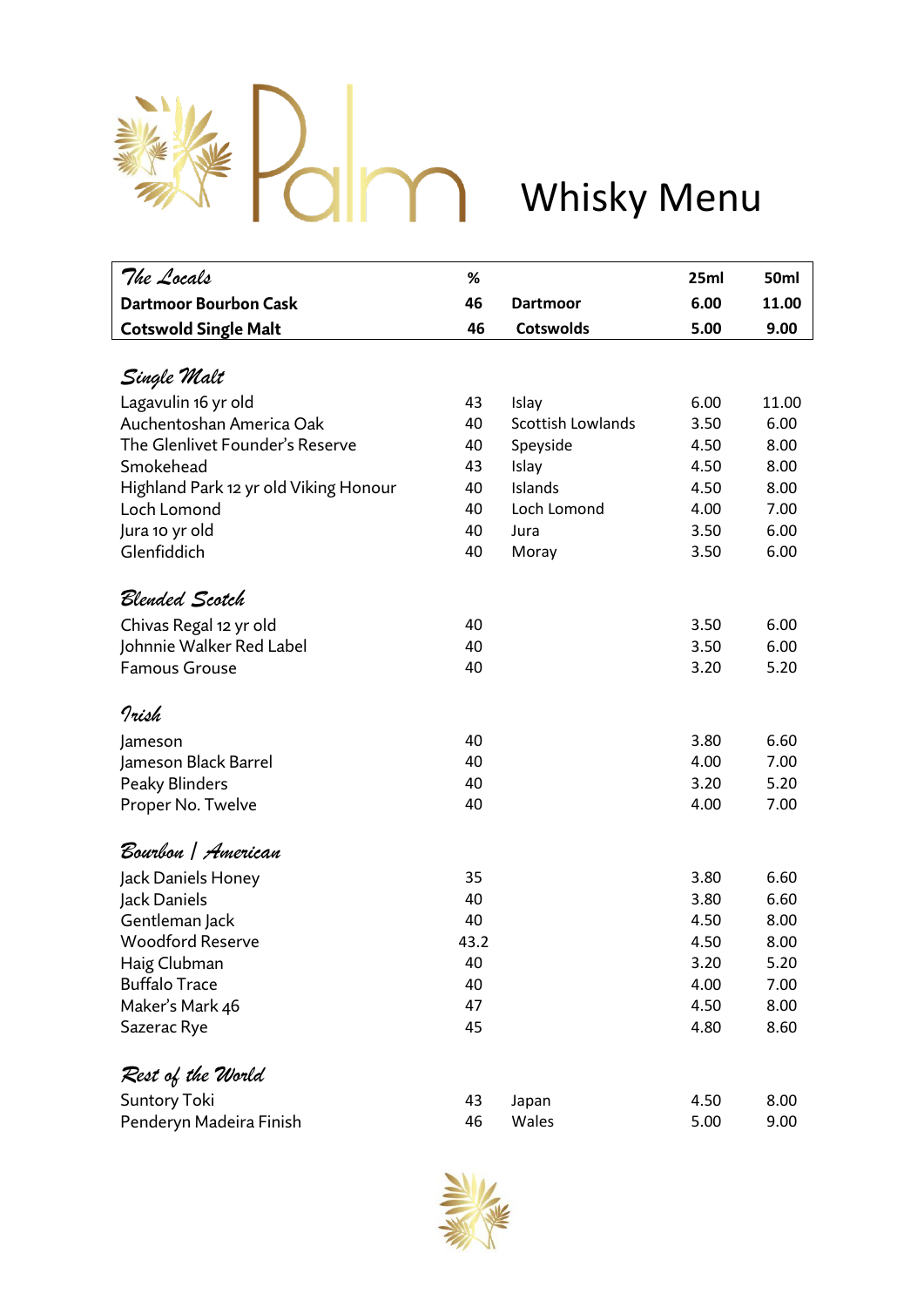# Palm

# Whisky Menu

| *The Locals* | % | | 25ml | 50ml |
|---|---|---|---|---|
| **Dartmoor Bourbon Cask** | **46** | **Dartmoor** | **6.00** | **11.00** |
| **Cotswold Single Malt** | **46** | **Cotswolds** | **5.00** | **9.00** |

## *Single Malt*

| | | | | |
|---|---|---|---|---|
| Lagavulin 16 yr old | 43 | Islay | 6.00 | 11.00 |
| Auchentoshan America Oak | 40 | Scottish Lowlands | 3.50 | 6.00 |
| The Glenlivet Founder's Reserve | 40 | Speyside | 4.50 | 8.00 |
| Smokehead | 43 | Islay | 4.50 | 8.00 |
| Highland Park 12 yr old Viking Honour | 40 | Islands | 4.50 | 8.00 |
| Loch Lomond | 40 | Loch Lomond | 4.00 | 7.00 |
| Jura 10 yr old | 40 | Jura | 3.50 | 6.00 |
| Glenfiddich | 40 | Moray | 3.50 | 6.00 |

## *Blended Scotch*

| | | | |
|---|---|---|---|
| Chivas Regal 12 yr old | 40 | 3.50 | 6.00 |
| Johnnie Walker Red Label | 40 | 3.50 | 6.00 |
| Famous Grouse | 40 | 3.20 | 5.20 |

## *Irish*

| | | | |
|---|---|---|---|
| Jameson | 40 | 3.80 | 6.60 |
| Jameson Black Barrel | 40 | 4.00 | 7.00 |
| Peaky Blinders | 40 | 3.20 | 5.20 |
| Proper No. Twelve | 40 | 4.00 | 7.00 |

## *Bourbon / American*

| | | | |
|---|---|---|---|
| Jack Daniels Honey | 35 | 3.80 | 6.60 |
| Jack Daniels | 40 | 3.80 | 6.60 |
| Gentleman Jack | 40 | 4.50 | 8.00 |
| Woodford Reserve | 43.2 | 4.50 | 8.00 |
| Haig Clubman | 40 | 3.20 | 5.20 |
| Buffalo Trace | 40 | 4.00 | 7.00 |
| Maker's Mark 46 | 47 | 4.50 | 8.00 |
| Sazerac Rye | 45 | 4.80 | 8.60 |

## *Rest of the World*

| | | | | |
|---|---|---|---|---|
| Suntory Toki | 43 | Japan | 4.50 | 8.00 |
| Penderyn Madeira Finish | 46 | Wales | 5.00 | 9.00 |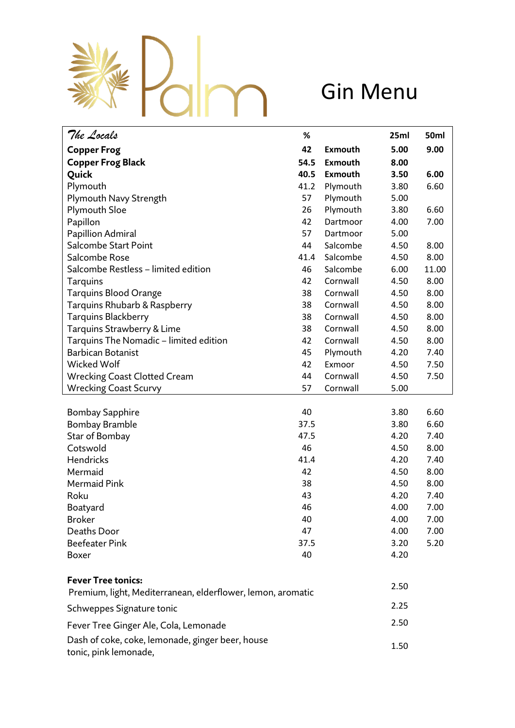# Palm

## Gin Menu

| *The Locals* | % | | 25ml | 50ml |
|---|---|---|---|---|
| **Copper Frog** | **42** | **Exmouth** | **5.00** | **9.00** |
| **Copper Frog Black** | **54.5** | **Exmouth** | **8.00** | |
| **Quick** | **40.5** | **Exmouth** | **3.50** | **6.00** |
| Plymouth | 41.2 | Plymouth | 3.80 | 6.60 |
| Plymouth Navy Strength | 57 | Plymouth | 5.00 | |
| Plymouth Sloe | 26 | Plymouth | 3.80 | 6.60 |
| Papillon | 42 | Dartmoor | 4.00 | 7.00 |
| Papillion Admiral | 57 | Dartmoor | 5.00 | |
| Salcombe Start Point | 44 | Salcombe | 4.50 | 8.00 |
| Salcombe Rose | 41.4 | Salcombe | 4.50 | 8.00 |
| Salcombe Restless – limited edition | 46 | Salcombe | 6.00 | 11.00 |
| Tarquins | 42 | Cornwall | 4.50 | 8.00 |
| Tarquins Blood Orange | 38 | Cornwall | 4.50 | 8.00 |
| Tarquins Rhubarb & Raspberry | 38 | Cornwall | 4.50 | 8.00 |
| Tarquins Blackberry | 38 | Cornwall | 4.50 | 8.00 |
| Tarquins Strawberry & Lime | 38 | Cornwall | 4.50 | 8.00 |
| Tarquins The Nomadic – limited edition | 42 | Cornwall | 4.50 | 8.00 |
| Barbican Botanist | 45 | Plymouth | 4.20 | 7.40 |
| Wicked Wolf | 42 | Exmoor | 4.50 | 7.50 |
| Wrecking Coast Clotted Cream | 44 | Cornwall | 4.50 | 7.50 |
| Wrecking Coast Scurvy | 57 | Cornwall | 5.00 | |

| | | | |
|---|---|---|---|
| Bombay Sapphire | 40 | 3.80 | 6.60 |
| Bombay Bramble | 37.5 | 3.80 | 6.60 |
| Star of Bombay | 47.5 | 4.20 | 7.40 |
| Cotswold | 46 | 4.50 | 8.00 |
| Hendricks | 41.4 | 4.20 | 7.40 |
| Mermaid | 42 | 4.50 | 8.00 |
| Mermaid Pink | 38 | 4.50 | 8.00 |
| Roku | 43 | 4.20 | 7.40 |
| Boatyard | 46 | 4.00 | 7.00 |
| Broker | 40 | 4.00 | 7.00 |
| Deaths Door | 47 | 4.00 | 7.00 |
| Beefeater Pink | 37.5 | 3.20 | 5.20 |
| Boxer | 40 | 4.20 | |

| | |
|---|---|
| **Fever Tree tonics:** Premium, light, Mediterranean, elderflower, lemon, aromatic | 2.50 |
| Schweppes Signature tonic | 2.25 |
| Fever Tree Ginger Ale, Cola, Lemonade | 2.50 |
| Dash of coke, coke, lemonade, ginger beer, house tonic, pink lemonade, | 1.50 |